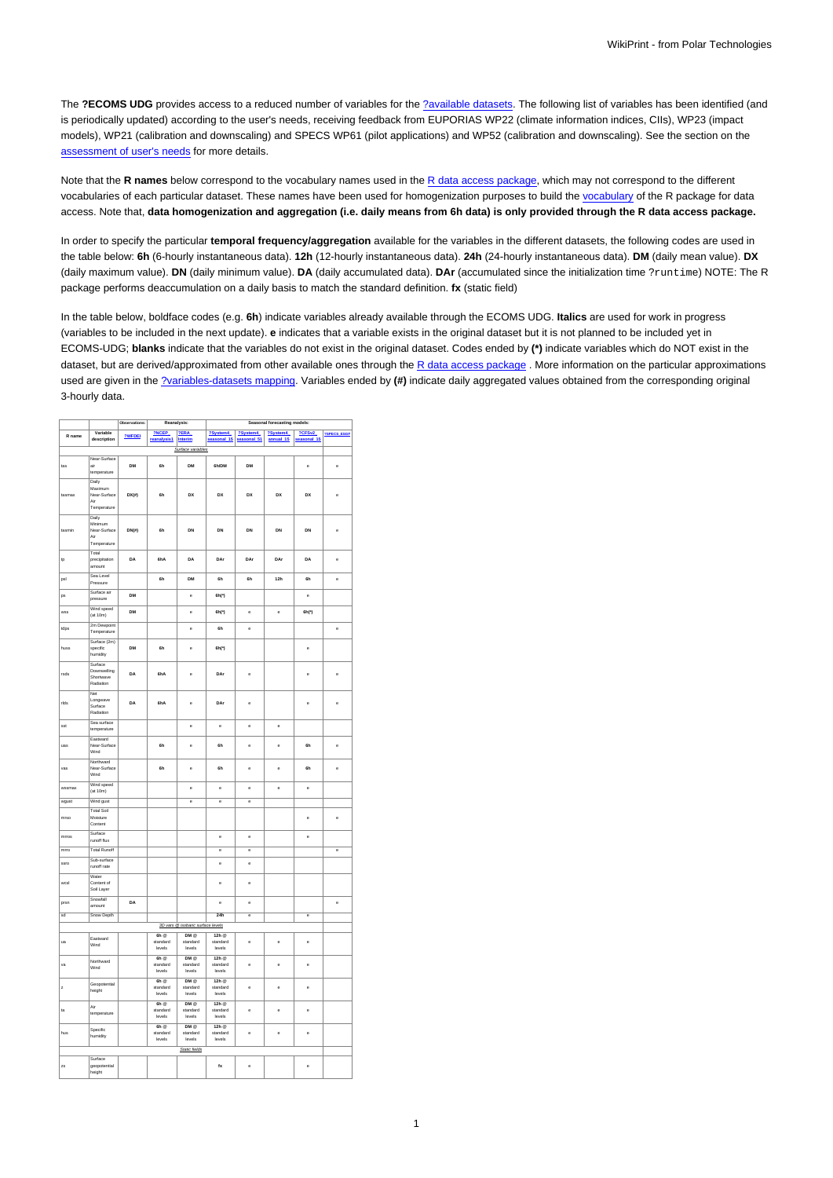The **?ECOMS UDG** provides access to a reduced number of variables for the ?available datasets. The following list of variables has been identified (and is periodically updated) according to the user's needs, receiving feedback from EUPORIAS WP22 (climate information indices, CIIs), WP23 (impact models), WP21 (calibration and downscaling) and SPECS WP61 (pilot applications) and WP52 (calibration and downscaling). See the section on the assessment of user's needs for more details.

Note that the **R names** below correspond to the vocabulary names used in the R data access package, which may not correspond to the different vocabularies of each particular dataset. These names have been used for homogenization purposes to build the vocabulary of the R package for data access. Note that, **data homogenization and aggregation (i.e. daily means from 6h data) is only provided through the R data access package.**

In order to specify the particular **temporal frequency/aggregation** available for the variables in the different datasets, the following codes are used in the table below: **6h** (6-hourly instantaneous data). **12h** (12-hourly instantaneous data). **24h** (24-hourly instantaneous data). **DM** (daily mean value). **DX** (daily maximum value). **DN** (daily minimum value). **DA** (daily accumulated data). **DAr** (accumulated since the initialization time `?runtime`) NOTE: The R package performs deaccumulation on a daily basis to match the standard definition. **fx** (static field)

In the table below, boldface codes (e.g. **6h**) indicate variables already available through the ECOMS UDG. *Italics* are used for work in progress (variables to be included in the next update). **e** indicates that a variable exists in the original dataset but it is not planned to be included yet in ECOMS-UDG; **blanks** indicate that the variables do not exist in the original dataset. Codes ended by **(\*)** indicate variables which do NOT exist in the dataset, but are derived/approximated from other available ones through the R data access package . More information on the particular approximations used are given in the ?variables-datasets mapping. Variables ended by **(#)** indicate daily aggregated values obtained from the corresponding original 3-hourly data.

| | | Observations: | Reanalysis: | | Seasonal forecasting models: | | | | |
|---|---|---|---|---|---|---|---|---|---|
| **R name** | **Variable description** | ?WFDEI | ?NCEP_reanalysis1 | ?ERA_Interim | ?System4_seasonal_15 | ?System4_seasonal_51 | ?System4_annual_15 | ?CFSv2_seasonal_16 | ?SPECS_EGCF |
| | | | *Surface variables* | | | | | | |
| tas | Near-Surface air temperature | **DM** | **6h** | **DM** | **6h/DM** | **DM** | | e | e |
| tasmax | Daily Maximum Near-Surface Air Temperature | **DX(#)** | **6h** | **DX** | **DX** | **DX** | **DX** | **DX** | e |
| tasmin | Daily Minimum Near-Surface Air Temperature | **DN(#)** | **6h** | **DN** | **DN** | **DN** | **DN** | **DN** | e |
| tp | Total precipitation amount | **DA** | **6hA** | **DA** | **DAr** | **DAr** | **DAr** | **DA** | e |
| psl | Sea Level Pressure | | **6h** | **DM** | **6h** | **6h** | **12h** | **6h** | e |
| ps | Surface air pressure | **DM** | | e | **6h(\*)** | | | e | |
| wss | Wind speed (at 10m) | **DM** | | e | **6h(\*)** | e | e | **6h(\*)** | |
| tdps | 2m Dewpoint Temperature | | | e | **6h** | e | | | e |
| huss | Surface (2m) specific humidity | **DM** | **6h** | e | **6h(\*)** | | | e | |
| rsds | Surface Downwelling Shortwave Radiation | **DA** | **6hA** | e | **DAr** | e | | e | e |
| rlds | Net Longwave Surface Radiation | **DA** | **6hA** | e | **DAr** | e | | e | e |
| sst | Sea surface temperature | | | e | e | e | e | | |
| uas | Eastward Near-Surface Wind | | **6h** | e | **6h** | e | e | **6h** | e |
| vas | Northward Near-Surface Wind | | **6h** | e | **6h** | e | e | **6h** | e |
| wssmax | Wind speed (at 10m) | | | e | e | e | e | e | |
| wgust | Wind gust | | | e | e | e | | | |
| mrso | Total Soil Moisture Content | | | | | | | e | e |
| mrros | Surface runoff flux | | | | e | e | | e | |
| mrro | Total Runoff | | | | e | e | | | e |
| ssro | Sub-surface runoff rate | | | | e | e | | | |
| wcsl | Water Content of Soil Layer | | | | e | e | | | |
| prsn | Snowfall amount | **DA** | | | e | e | | | e |
| sd | Snow Depth | | | | **24h** | e | | e | |
| | | | *3D vars @ isobaric surface levels* | | | | | | |
| ua | Eastward Wind | | **6h** @ standard levels | **DM** @ standard levels | **12h** @ standard levels | e | e | e | |
| va | Northward Wind | | **6h** @ standard levels | **DM** @ standard levels | **12h** @ standard levels | e | e | e | |
| z | Geopotential height | | **6h** @ standard levels | **DM** @ standard levels | **12h** @ standard levels | e | e | e | |
| ta | Air temperature | | **6h** @ standard levels | **DM** @ standard levels | **12h** @ standard levels | e | e | e | |
| hus | Specific humidity | | **6h** @ standard levels | **DM** @ standard levels | **12h** @ standard levels | e | e | e | |
| | | | *Static fields* | | | | | | |
| zs | Surface geopotential height | | | | **fx** | e | | e | |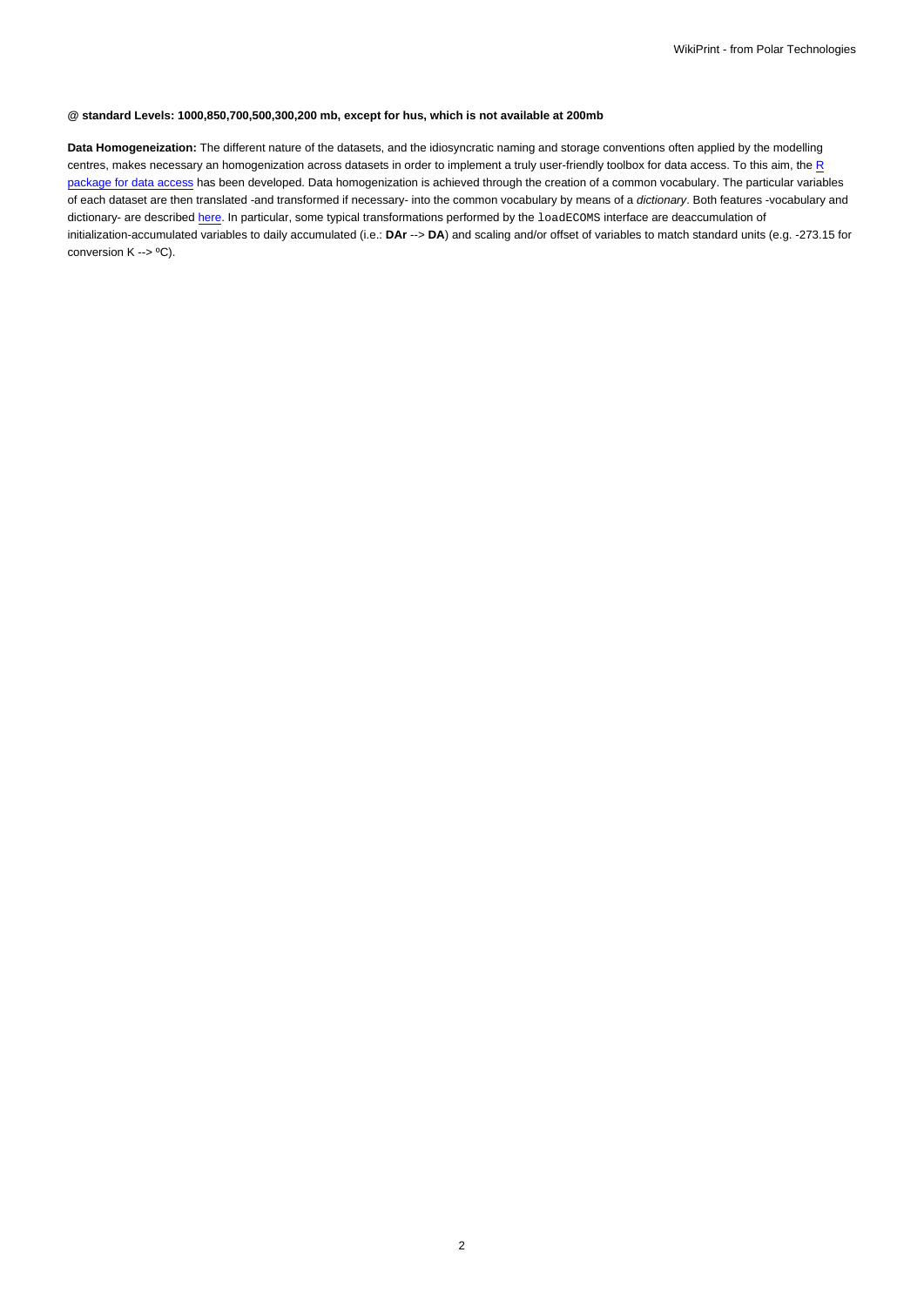**@ standard Levels: 1000,850,700,500,300,200 mb, except for hus, which is not available at 200mb**

**Data Homogeneization:** The different nature of the datasets, and the idiosyncratic naming and storage conventions often applied by the modelling centres, makes necessary an homogenization across datasets in order to implement a truly user-friendly toolbox for data access. To this aim, the R package for data access has been developed. Data homogenization is achieved through the creation of a common vocabulary. The particular variables of each dataset are then translated -and transformed if necessary- into the common vocabulary by means of a *dictionary*. Both features -vocabulary and dictionary- are described here. In particular, some typical transformations performed by the `loadECOMS` interface are deaccumulation of initialization-accumulated variables to daily accumulated (i.e.: **DAr** --> **DA**) and scaling and/or offset of variables to match standard units (e.g. -273.15 for conversion K --> ºC).